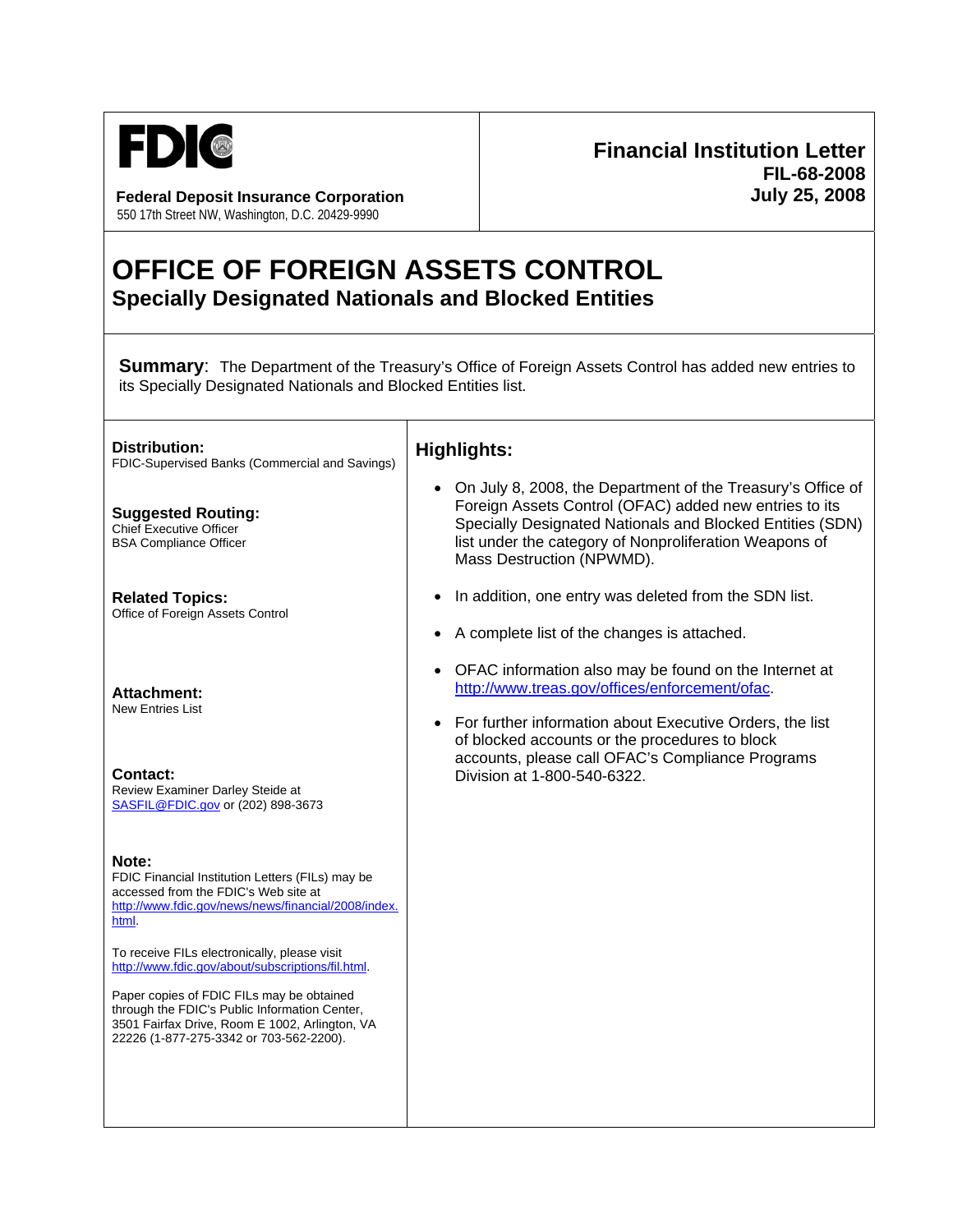**FDIC**

**Federal Deposit Insurance Corporation**
550 17th Street NW, Washington, D.C. 20429-9990

**Financial Institution Letter**
**FIL-68-2008**
**July 25, 2008**

# OFFICE OF FOREIGN ASSETS CONTROL

## Specially Designated Nationals and Blocked Entities

**Summary**: The Department of the Treasury's Office of Foreign Assets Control has added new entries to its Specially Designated Nationals and Blocked Entities list.

**Distribution:**
FDIC-Supervised Banks (Commercial and Savings)

**Suggested Routing:**
Chief Executive Officer
BSA Compliance Officer

**Related Topics:**
Office of Foreign Assets Control

**Attachment:**
New Entries List

**Contact:**
Review Examiner Darley Steide at SASFIL@FDIC.gov or (202) 898-3673

**Note:**
FDIC Financial Institution Letters (FILs) may be accessed from the FDIC's Web site at http://www.fdic.gov/news/news/financial/2008/index.html.

To receive FILs electronically, please visit http://www.fdic.gov/about/subscriptions/fil.html.

Paper copies of FDIC FILs may be obtained through the FDIC's Public Information Center, 3501 Fairfax Drive, Room E 1002, Arlington, VA 22226 (1-877-275-3342 or 703-562-2200).

## Highlights:

- On July 8, 2008, the Department of the Treasury's Office of Foreign Assets Control (OFAC) added new entries to its Specially Designated Nationals and Blocked Entities (SDN) list under the category of Nonproliferation Weapons of Mass Destruction (NPWMD).
- In addition, one entry was deleted from the SDN list.
- A complete list of the changes is attached.
- OFAC information also may be found on the Internet at http://www.treas.gov/offices/enforcement/ofac.
- For further information about Executive Orders, the list of blocked accounts or the procedures to block accounts, please call OFAC's Compliance Programs Division at 1-800-540-6322.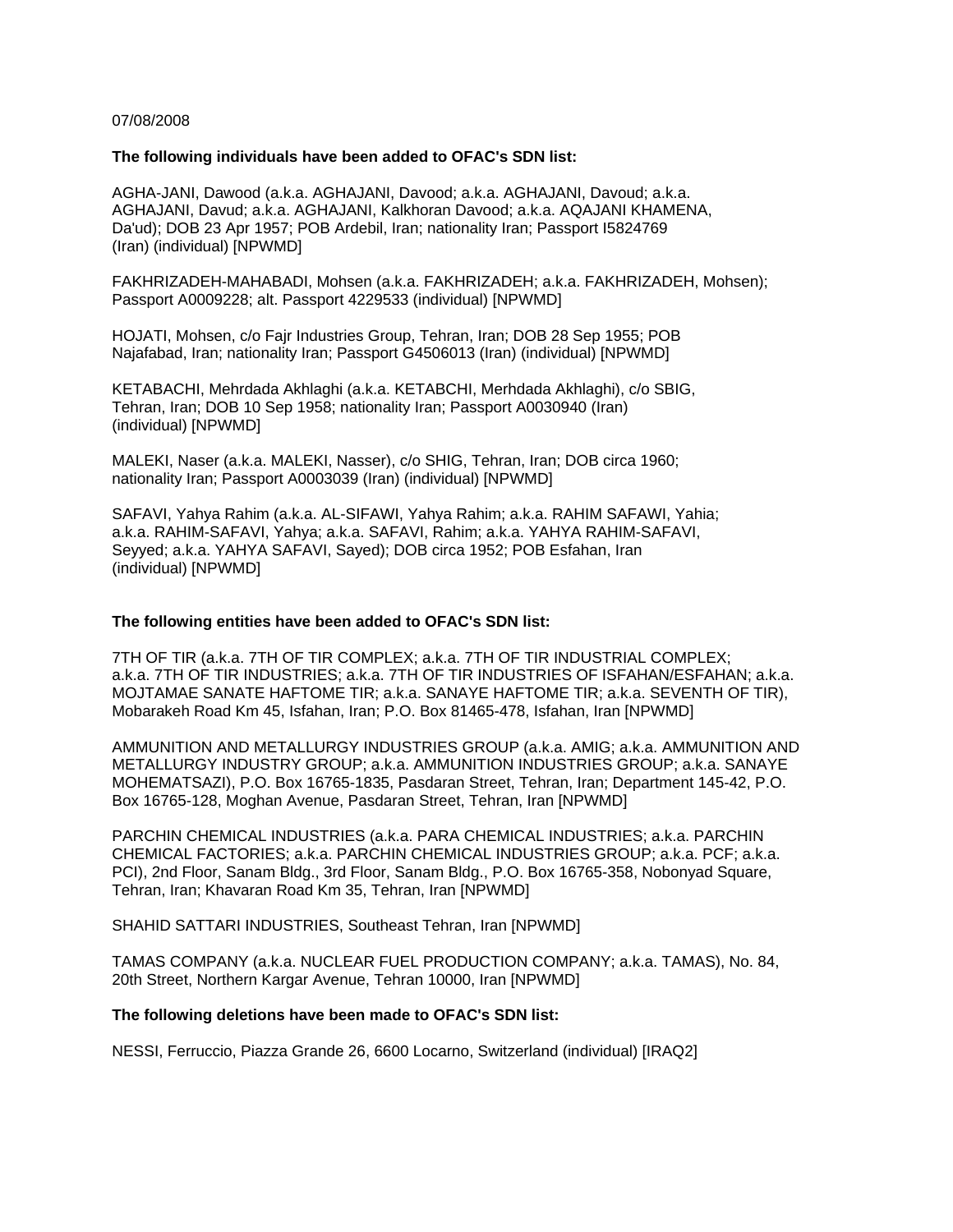07/08/2008

**The following individuals have been added to OFAC's SDN list:**

AGHA-JANI, Dawood (a.k.a. AGHAJANI, Davood; a.k.a. AGHAJANI, Davoud; a.k.a. AGHAJANI, Davud; a.k.a. AGHAJANI, Kalkhoran Davood; a.k.a. AQAJANI KHAMENA, Da'ud); DOB 23 Apr 1957; POB Ardebil, Iran; nationality Iran; Passport I5824769 (Iran) (individual) [NPWMD]

FAKHRIZADEH-MAHABADI, Mohsen (a.k.a. FAKHRIZADEH; a.k.a. FAKHRIZADEH, Mohsen); Passport A0009228; alt. Passport 4229533 (individual) [NPWMD]

HOJATI, Mohsen, c/o Fajr Industries Group, Tehran, Iran; DOB 28 Sep 1955; POB Najafabad, Iran; nationality Iran; Passport G4506013 (Iran) (individual) [NPWMD]

KETABACHI, Mehrdada Akhlaghi (a.k.a. KETABCHI, Merhdada Akhlaghi), c/o SBIG, Tehran, Iran; DOB 10 Sep 1958; nationality Iran; Passport A0030940 (Iran) (individual) [NPWMD]

MALEKI, Naser (a.k.a. MALEKI, Nasser), c/o SHIG, Tehran, Iran; DOB circa 1960; nationality Iran; Passport A0003039 (Iran) (individual) [NPWMD]

SAFAVI, Yahya Rahim (a.k.a. AL-SIFAWI, Yahya Rahim; a.k.a. RAHIM SAFAWI, Yahia; a.k.a. RAHIM-SAFAVI, Yahya; a.k.a. SAFAVI, Rahim; a.k.a. YAHYA RAHIM-SAFAVI, Seyyed; a.k.a. YAHYA SAFAVI, Sayed); DOB circa 1952; POB Esfahan, Iran (individual) [NPWMD]

**The following entities have been added to OFAC's SDN list:**

7TH OF TIR (a.k.a. 7TH OF TIR COMPLEX; a.k.a. 7TH OF TIR INDUSTRIAL COMPLEX; a.k.a. 7TH OF TIR INDUSTRIES; a.k.a. 7TH OF TIR INDUSTRIES OF ISFAHAN/ESFAHAN; a.k.a. MOJTAMAE SANATE HAFTOME TIR; a.k.a. SANAYE HAFTOME TIR; a.k.a. SEVENTH OF TIR), Mobarakeh Road Km 45, Isfahan, Iran; P.O. Box 81465-478, Isfahan, Iran [NPWMD]

AMMUNITION AND METALLURGY INDUSTRIES GROUP (a.k.a. AMIG; a.k.a. AMMUNITION AND METALLURGY INDUSTRY GROUP; a.k.a. AMMUNITION INDUSTRIES GROUP; a.k.a. SANAYE MOHEMATSAZI), P.O. Box 16765-1835, Pasdaran Street, Tehran, Iran; Department 145-42, P.O. Box 16765-128, Moghan Avenue, Pasdaran Street, Tehran, Iran [NPWMD]

PARCHIN CHEMICAL INDUSTRIES (a.k.a. PARA CHEMICAL INDUSTRIES; a.k.a. PARCHIN CHEMICAL FACTORIES; a.k.a. PARCHIN CHEMICAL INDUSTRIES GROUP; a.k.a. PCF; a.k.a. PCI), 2nd Floor, Sanam Bldg., 3rd Floor, Sanam Bldg., P.O. Box 16765-358, Nobonyad Square, Tehran, Iran; Khavaran Road Km 35, Tehran, Iran [NPWMD]

SHAHID SATTARI INDUSTRIES, Southeast Tehran, Iran [NPWMD]

TAMAS COMPANY (a.k.a. NUCLEAR FUEL PRODUCTION COMPANY; a.k.a. TAMAS), No. 84, 20th Street, Northern Kargar Avenue, Tehran 10000, Iran [NPWMD]

**The following deletions have been made to OFAC's SDN list:**

NESSI, Ferruccio, Piazza Grande 26, 6600 Locarno, Switzerland (individual) [IRAQ2]